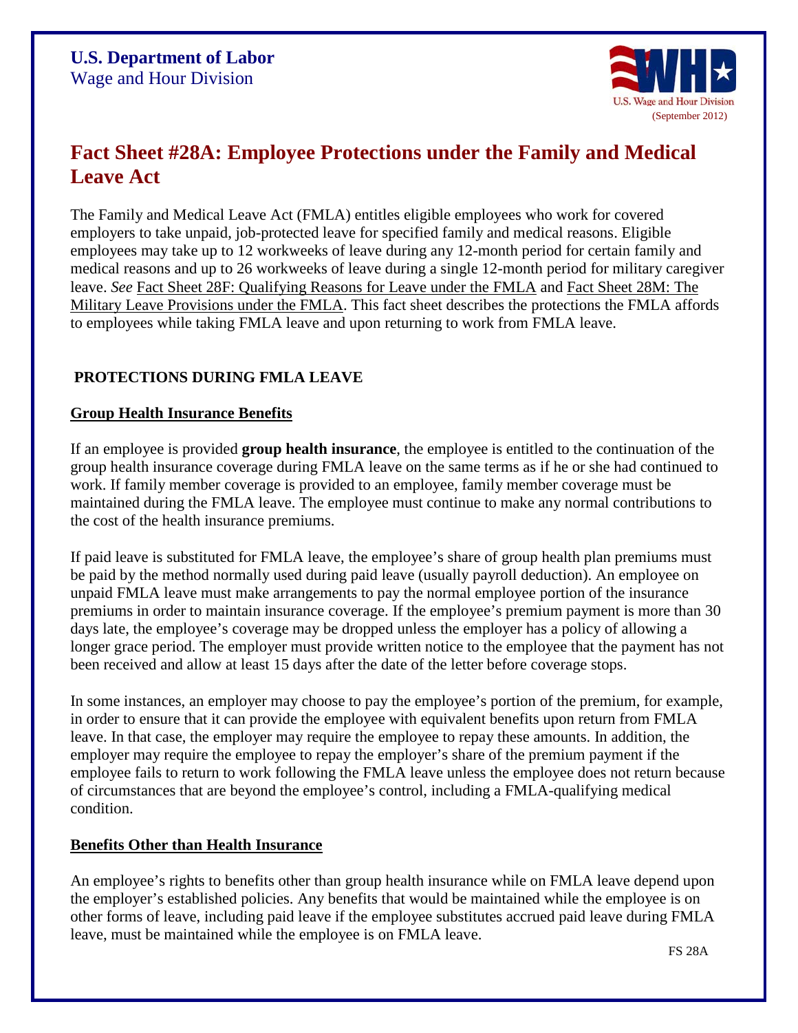**U.S. Department of Labor**
Wage and Hour Division

(September 2012)

# Fact Sheet #28A: Employee Protections under the Family and Medical Leave Act

The Family and Medical Leave Act (FMLA) entitles eligible employees who work for covered employers to take unpaid, job-protected leave for specified family and medical reasons. Eligible employees may take up to 12 workweeks of leave during any 12-month period for certain family and medical reasons and up to 26 workweeks of leave during a single 12-month period for military caregiver leave. *See* Fact Sheet 28F: Qualifying Reasons for Leave under the FMLA and Fact Sheet 28M: The Military Leave Provisions under the FMLA. This fact sheet describes the protections the FMLA affords to employees while taking FMLA leave and upon returning to work from FMLA leave.

## PROTECTIONS DURING FMLA LEAVE

### Group Health Insurance Benefits

If an employee is provided **group health insurance**, the employee is entitled to the continuation of the group health insurance coverage during FMLA leave on the same terms as if he or she had continued to work. If family member coverage is provided to an employee, family member coverage must be maintained during the FMLA leave. The employee must continue to make any normal contributions to the cost of the health insurance premiums.

If paid leave is substituted for FMLA leave, the employee's share of group health plan premiums must be paid by the method normally used during paid leave (usually payroll deduction). An employee on unpaid FMLA leave must make arrangements to pay the normal employee portion of the insurance premiums in order to maintain insurance coverage. If the employee's premium payment is more than 30 days late, the employee's coverage may be dropped unless the employer has a policy of allowing a longer grace period. The employer must provide written notice to the employee that the payment has not been received and allow at least 15 days after the date of the letter before coverage stops.

In some instances, an employer may choose to pay the employee's portion of the premium, for example, in order to ensure that it can provide the employee with equivalent benefits upon return from FMLA leave. In that case, the employer may require the employee to repay these amounts. In addition, the employer may require the employee to repay the employer's share of the premium payment if the employee fails to return to work following the FMLA leave unless the employee does not return because of circumstances that are beyond the employee's control, including a FMLA-qualifying medical condition.

### Benefits Other than Health Insurance

An employee's rights to benefits other than group health insurance while on FMLA leave depend upon the employer's established policies. Any benefits that would be maintained while the employee is on other forms of leave, including paid leave if the employee substitutes accrued paid leave during FMLA leave, must be maintained while the employee is on FMLA leave.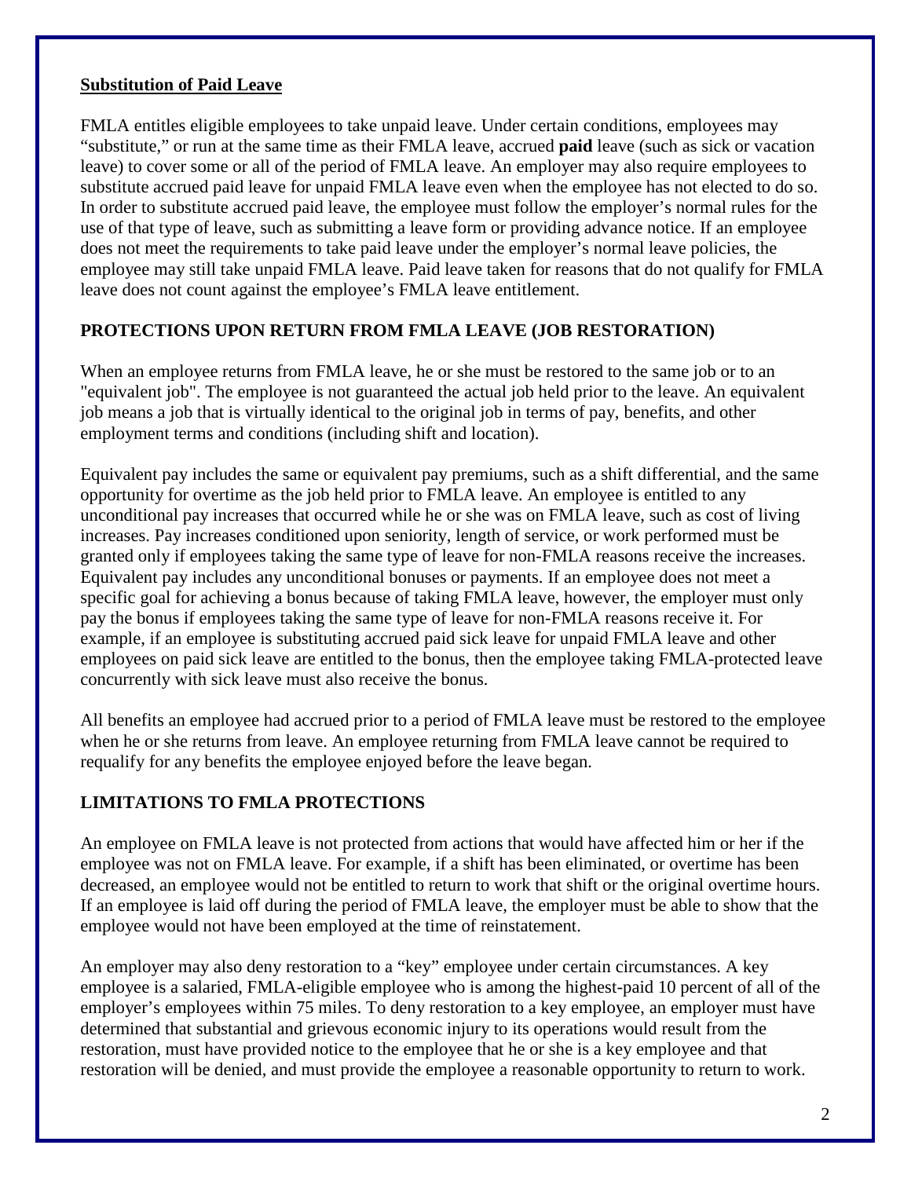**Substitution of Paid Leave**

FMLA entitles eligible employees to take unpaid leave. Under certain conditions, employees may "substitute," or run at the same time as their FMLA leave, accrued **paid** leave (such as sick or vacation leave) to cover some or all of the period of FMLA leave. An employer may also require employees to substitute accrued paid leave for unpaid FMLA leave even when the employee has not elected to do so. In order to substitute accrued paid leave, the employee must follow the employer's normal rules for the use of that type of leave, such as submitting a leave form or providing advance notice. If an employee does not meet the requirements to take paid leave under the employer's normal leave policies, the employee may still take unpaid FMLA leave. Paid leave taken for reasons that do not qualify for FMLA leave does not count against the employee's FMLA leave entitlement.

## PROTECTIONS UPON RETURN FROM FMLA LEAVE (JOB RESTORATION)

When an employee returns from FMLA leave, he or she must be restored to the same job or to an "equivalent job". The employee is not guaranteed the actual job held prior to the leave. An equivalent job means a job that is virtually identical to the original job in terms of pay, benefits, and other employment terms and conditions (including shift and location).

Equivalent pay includes the same or equivalent pay premiums, such as a shift differential, and the same opportunity for overtime as the job held prior to FMLA leave. An employee is entitled to any unconditional pay increases that occurred while he or she was on FMLA leave, such as cost of living increases. Pay increases conditioned upon seniority, length of service, or work performed must be granted only if employees taking the same type of leave for non-FMLA reasons receive the increases. Equivalent pay includes any unconditional bonuses or payments. If an employee does not meet a specific goal for achieving a bonus because of taking FMLA leave, however, the employer must only pay the bonus if employees taking the same type of leave for non-FMLA reasons receive it. For example, if an employee is substituting accrued paid sick leave for unpaid FMLA leave and other employees on paid sick leave are entitled to the bonus, then the employee taking FMLA-protected leave concurrently with sick leave must also receive the bonus.

All benefits an employee had accrued prior to a period of FMLA leave must be restored to the employee when he or she returns from leave. An employee returning from FMLA leave cannot be required to requalify for any benefits the employee enjoyed before the leave began.

## LIMITATIONS TO FMLA PROTECTIONS

An employee on FMLA leave is not protected from actions that would have affected him or her if the employee was not on FMLA leave. For example, if a shift has been eliminated, or overtime has been decreased, an employee would not be entitled to return to work that shift or the original overtime hours. If an employee is laid off during the period of FMLA leave, the employer must be able to show that the employee would not have been employed at the time of reinstatement.

An employer may also deny restoration to a "key" employee under certain circumstances. A key employee is a salaried, FMLA-eligible employee who is among the highest-paid 10 percent of all of the employer's employees within 75 miles. To deny restoration to a key employee, an employer must have determined that substantial and grievous economic injury to its operations would result from the restoration, must have provided notice to the employee that he or she is a key employee and that restoration will be denied, and must provide the employee a reasonable opportunity to return to work.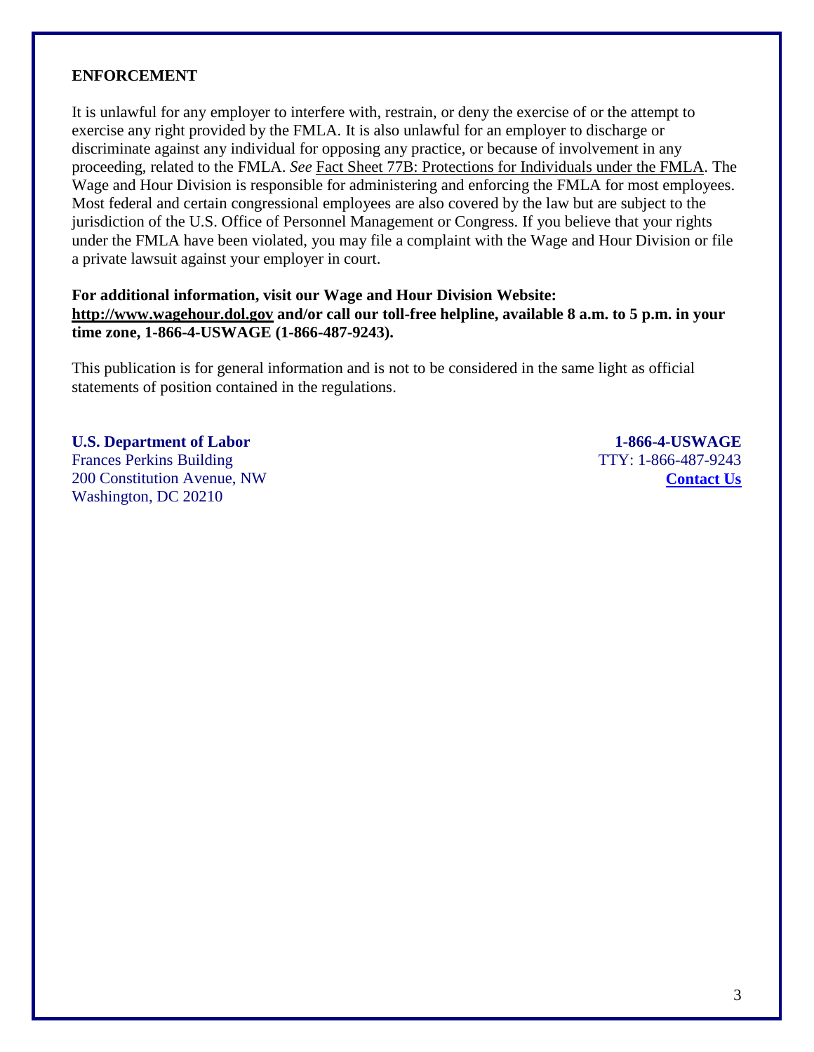## ENFORCEMENT

It is unlawful for any employer to interfere with, restrain, or deny the exercise of or the attempt to exercise any right provided by the FMLA. It is also unlawful for an employer to discharge or discriminate against any individual for opposing any practice, or because of involvement in any proceeding, related to the FMLA. *See* Fact Sheet 77B: Protections for Individuals under the FMLA. The Wage and Hour Division is responsible for administering and enforcing the FMLA for most employees. Most federal and certain congressional employees are also covered by the law but are subject to the jurisdiction of the U.S. Office of Personnel Management or Congress. If you believe that your rights under the FMLA have been violated, you may file a complaint with the Wage and Hour Division or file a private lawsuit against your employer in court.

**For additional information, visit our Wage and Hour Division Website: http://www.wagehour.dol.gov and/or call our toll-free helpline, available 8 a.m. to 5 p.m. in your time zone, 1-866-4-USWAGE (1-866-487-9243).**

This publication is for general information and is not to be considered in the same light as official statements of position contained in the regulations.

**U.S. Department of Labor**
Frances Perkins Building
200 Constitution Avenue, NW
Washington, DC 20210

**1-866-4-USWAGE**
TTY: 1-866-487-9243
**Contact Us**